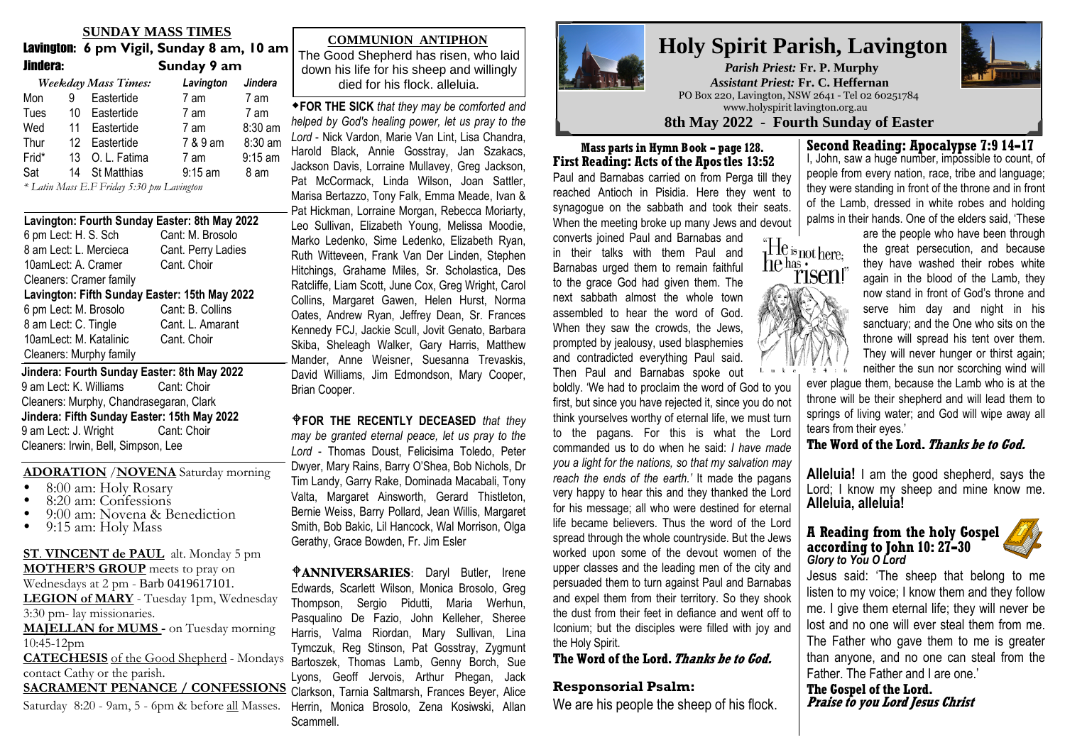# Holy Spirit Parish, Lavington

*Parish Priest:* **Fr. P. Murphy**
*Assistant Priest:* **Fr. C. Heffernan**
PO Box 220, Lavington, NSW 2641 - Tel 02 60251784
www.holyspirit lavington.org.au

**8th May 2022 - Fourth Sunday of Easter**

## SUNDAY MASS TIMES

**Lavington: 6 pm Vigil, Sunday 8 am, 10 am**
**Jindera: Sunday 9 am**

| *Weekday Mass Times:* | | | Lavington | Jindera |
|---|---|---|---|---|
| Mon | 9 | Eastertide | 7 am | 7 am |
| Tues | 10 | Eastertide | 7 am | 7 am |
| Wed | 11 | Eastertide | 7 am | 8:30 am |
| Thur | 12 | Eastertide | 7 & 9 am | 8:30 am |
| Frid* | 13 | O. L. Fatima | 7 am | 9:15 am |
| Sat | 14 | St Matthias | 9:15 am | 8 am |

*\* Latin Mass E.F Friday 5:30 pm Lavington*

**Lavington: Fourth Sunday Easter: 8th May 2022**
6 pm Lect: H. S. Sch — Cant: M. Brosolo
8 am Lect: L. Mercieca — Cant. Perry Ladies
10amLect: A. Cramer — Cant. Choir
Cleaners: Cramer family

**Lavington: Fifth Sunday Easter: 15th May 2022**
6 pm Lect: M. Brosolo — Cant: B. Collins
8 am Lect: C. Tingle — Cant. L. Amarant
10amLect: M. Katalinic — Cant. Choir
Cleaners: Murphy family

**Jindera: Fourth Sunday Easter: 8th May 2022**
9 am Lect: K. Williams — Cant: Choir
Cleaners: Murphy, Chandrasegaran, Clark

**Jindera: Fifth Sunday Easter: 15th May 2022**
9 am Lect: J. Wright — Cant: Choir
Cleaners: Irwin, Bell, Simpson, Lee

**ADORATION /NOVENA** Saturday morning
- 8:00 am: Holy Rosary
- 8:20 am: Confessions
- 9:00 am: Novena & Benediction
- 9:15 am: Holy Mass

**ST. VINCENT de PAUL** alt. Monday 5 pm
**MOTHER'S GROUP** meets to pray on Wednesdays at 2 pm - Barb 0419617101.
**LEGION of MARY** - Tuesday 1pm, Wednesday 3:30 pm- lay missionaries.
**MAJELLAN for MUMS** - on Tuesday morning 10:45-12pm
**CATECHESIS** of the Good Shepherd - Mondays contact Cathy or the parish.
**SACRAMENT PENANCE / CONFESSIONS** Saturday 8:20 - 9am, 5 - 6pm & before all Masses.

## COMMUNION ANTIPHON

The Good Shepherd has risen, who laid down his life for his sheep and willingly died for his flock. alleluia.

**FOR THE SICK** *that they may be comforted and helped by God's healing power, let us pray to the Lord* - Nick Vardon, Marie Van Lint, Lisa Chandra, Harold Black, Annie Gosstray, Jan Szakacs, Jackson Davis, Lorraine Mullavey, Greg Jackson, Pat McCormack, Linda Wilson, Joan Sattler, Marisa Bertazzo, Tony Falk, Emma Meade, Ivan & Pat Hickman, Lorraine Morgan, Rebecca Moriarty, Leo Sullivan, Elizabeth Young, Melissa Moodie, Marko Ledenko, Sime Ledenko, Elizabeth Ryan, Ruth Witteveen, Frank Van Der Linden, Stephen Hitchings, Grahame Miles, Sr. Scholastica, Des Ratcliffe, Liam Scott, June Cox, Greg Wright, Carol Collins, Margaret Gawen, Helen Hurst, Norma Oates, Andrew Ryan, Jeffrey Dean, Sr. Frances Kennedy FCJ, Jackie Scull, Jovit Genato, Barbara Skiba, Sheleagh Walker, Gary Harris, Matthew Mander, Anne Weisner, Suesanna Trevaskis, David Williams, Jim Edmondson, Mary Cooper, Brian Cooper.

**FOR THE RECENTLY DECEASED** *that they may be granted eternal peace, let us pray to the Lord* - Thomas Doust, Felicisima Toledo, Peter Dwyer, Mary Rains, Barry O'Shea, Bob Nichols, Dr Tim Landy, Garry Rake, Dominada Macabali, Tony Valta, Margaret Ainsworth, Gerard Thistleton, Bernie Weiss, Barry Pollard, Jean Willis, Margaret Smith, Bob Bakic, Lil Hancock, Wal Morrison, Olga Gerathy, Grace Bowden, Fr. Jim Esler

**ANNIVERSARIES**: Daryl Butler, Irene Edwards, Scarlett Wilson, Monica Brosolo, Greg Thompson, Sergio Pidutti, Maria Werhun, Pasqualino De Fazio, John Kelleher, Sheree Harris, Valma Riordan, Mary Sullivan, Lina Tymczuk, Reg Stinson, Pat Gosstray, Zygmunt Bartoszek, Thomas Lamb, Genny Borch, Sue Lyons, Geoff Jervois, Arthur Phegan, Jack Clarkson, Tarnia Saltmarsh, Frances Beyer, Alice Herrin, Monica Brosolo, Zena Kosiwski, Allan Scammell.

**Mass parts in Hymn Book – page 128.**

### First Reading: Acts of the Apostles 13:52

Paul and Barnabas carried on from Perga till they reached Antioch in Pisidia. Here they went to synagogue on the sabbath and took their seats. When the meeting broke up many Jews and devout converts joined Paul and Barnabas and in their talks with them Paul and Barnabas urged them to remain faithful to the grace God had given them. The next sabbath almost the whole town assembled to hear the word of God. When they saw the crowds, the Jews, prompted by jealousy, used blasphemies and contradicted everything Paul said. Then Paul and Barnabas spoke out boldly. 'We had to proclaim the word of God to you first, but since you have rejected it, since you do not think yourselves worthy of eternal life, we must turn to the pagans. For this is what the Lord commanded us to do when he said: *I have made you a light for the nations, so that my salvation may reach the ends of the earth.'* It made the pagans very happy to hear this and they thanked the Lord for his message; all who were destined for eternal life became believers. Thus the word of the Lord spread through the whole countryside. But the Jews worked upon some of the devout women of the upper classes and the leading men of the city and persuaded them to turn against Paul and Barnabas and expel them from their territory. So they shook the dust from their feet in defiance and went off to Iconium; but the disciples were filled with joy and the Holy Spirit.

**The Word of the Lord. *Thanks be to God.***

"He is not here; he has risen!" Luke 24:6

### Responsorial Psalm:

We are his people the sheep of his flock.

### Second Reading: Apocalypse 7:9 14-17

I, John, saw a huge number, impossible to count, of people from every nation, race, tribe and language; they were standing in front of the throne and in front of the Lamb, dressed in white robes and holding palms in their hands. One of the elders said, 'These are the people who have been through the great persecution, and because they have washed their robes white again in the blood of the Lamb, they now stand in front of God's throne and serve him day and night in his sanctuary; and the One who sits on the throne will spread his tent over them. They will never hunger or thirst again; neither the sun nor scorching wind will ever plague them, because the Lamb who is at the throne will be their shepherd and will lead them to springs of living water; and God will wipe away all tears from their eyes.'

**The Word of the Lord. *Thanks be to God.***

**Alleluia!** I am the good shepherd, says the Lord; I know my sheep and mine know me. **Alleluia, alleluia!**

### A Reading from the holy Gospel according to John 10: 27-30

***Glory to You O Lord***

Jesus said: 'The sheep that belong to me listen to my voice; I know them and they follow me. I give them eternal life; they will never be lost and no one will ever steal them from me. The Father who gave them to me is greater than anyone, and no one can steal from the Father. The Father and I are one.'

**The Gospel of the Lord.**
***Praise to you Lord Jesus Christ***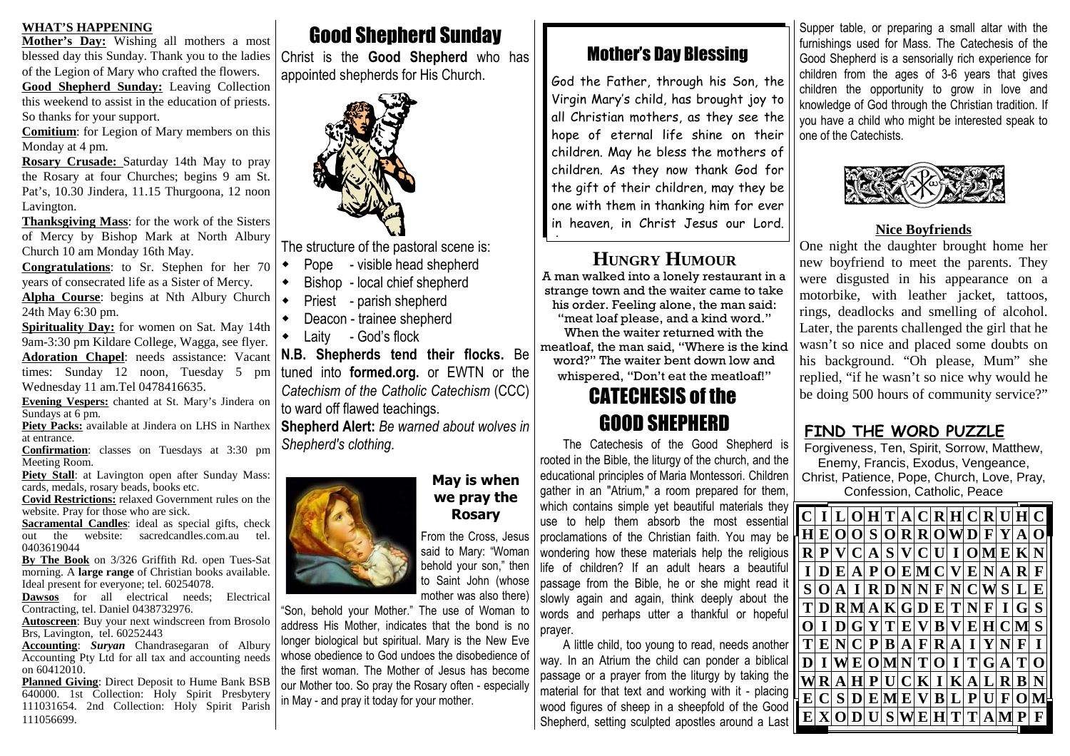## WHAT'S HAPPENING

**Mother's Day:** Wishing all mothers a most blessed day this Sunday. Thank you to the ladies of the Legion of Mary who crafted the flowers.

**Good Shepherd Sunday:** Leaving Collection this weekend to assist in the education of priests. So thanks for your support.

**Comitium**: for Legion of Mary members on this Monday at 4 pm.

**Rosary Crusade:** Saturday 14th May to pray the Rosary at four Churches; begins 9 am St. Pat's, 10.30 Jindera, 11.15 Thurgoona, 12 noon Lavington.

**Thanksgiving Mass**: for the work of the Sisters of Mercy by Bishop Mark at North Albury Church 10 am Monday 16th May.

**Congratulations**: to Sr. Stephen for her 70 years of consecrated life as a Sister of Mercy.

**Alpha Course**: begins at Nth Albury Church 24th May 6:30 pm.

**Spirituality Day:** for women on Sat. May 14th 9am-3:30 pm Kildare College, Wagga, see flyer.

**Adoration Chapel**: needs assistance: Vacant times: Sunday 12 noon, Tuesday 5 pm Wednesday 11 am.Tel 0478416635.

**Evening Vespers:** chanted at St. Mary's Jindera on Sundays at 6 pm.

**Piety Packs:** available at Jindera on LHS in Narthex at entrance.

**Confirmation**: classes on Tuesdays at 3:30 pm Meeting Room.

**Piety Stall**: at Lavington open after Sunday Mass: cards, medals, rosary beads, books etc.

**Covid Restrictions:** relaxed Government rules on the website. Pray for those who are sick.

**Sacramental Candles**: ideal as special gifts, check out the website: sacredcandles.com.au tel. 0403619044

**By The Book** on 3/326 Griffith Rd. open Tues-Sat morning. A **large range** of Christian books available. Ideal present for everyone; tel. 60254078.

**Dawsos** for all electrical needs; Electrical Contracting, tel. Daniel 0438732976.

**Autoscreen**: Buy your next windscreen from Brosolo Brs, Lavington, tel. 60252443

**Accounting**: ***Suryan*** Chandrasegaran of Albury Accounting Pty Ltd for all tax and accounting needs on 60412010.

**Planned Giving**: Direct Deposit to Hume Bank BSB 640000. 1st Collection: Holy Spirit Presbytery 111031654. 2nd Collection: Holy Spirit Parish 111056699.

# Good Shepherd Sunday

Christ is the **Good Shepherd** who has appointed shepherds for His Church.

The structure of the pastoral scene is:

- Pope - visible head shepherd
- Bishop - local chief shepherd
- Priest - parish shepherd
- Deacon - trainee shepherd
- Laity - God's flock

**N.B. Shepherds tend their flocks.** Be tuned into **formed.org.** or EWTN or the *Catechism of the Catholic Catechism* (CCC) to ward off flawed teachings.

**Shepherd Alert:** *Be warned about wolves in Shepherd's clothing.*

### May is when we pray the Rosary

From the Cross, Jesus said to Mary: "Woman behold your son," then to Saint John (whose mother was also there) "Son, behold your Mother." The use of Woman to address His Mother, indicates that the bond is no longer biological but spiritual. Mary is the New Eve whose obedience to God undoes the disobedience of the first woman. The Mother of Jesus has become our Mother too. So pray the Rosary often - especially in May - and pray it today for your mother.

# Mother's Day Blessing

God the Father, through his Son, the Virgin Mary's child, has brought joy to all Christian mothers, as they see the hope of eternal life shine on their children. May he bless the mothers of children. As they now thank God for the gift of their children, may they be one with them in thanking him for ever in heaven, in Christ Jesus our Lord.

## HUNGRY HUMOUR

A man walked into a lonely restaurant in a strange town and the waiter came to take his order. Feeling alone, the man said: "meat loaf please, and a kind word." When the waiter returned with the meatloaf, the man said, "Where is the kind word?" The waiter bent down low and whispered, "Don't eat the meatloaf!"

# CATECHESIS of the GOOD SHEPHERD

The Catechesis of the Good Shepherd is rooted in the Bible, the liturgy of the church, and the educational principles of Maria Montessori. Children gather in an "Atrium," a room prepared for them, which contains simple yet beautiful materials they use to help them absorb the most essential proclamations of the Christian faith. You may be wondering how these materials help the religious life of children? If an adult hears a beautiful passage from the Bible, he or she might read it slowly again and again, think deeply about the words and perhaps utter a thankful or hopeful prayer.

A little child, too young to read, needs another way. In an Atrium the child can ponder a biblical passage or a prayer from the liturgy by taking the material for that text and working with it - placing wood figures of sheep in a sheepfold of the Good Shepherd, setting sculpted apostles around a Last Supper table, or preparing a small altar with the furnishings used for Mass. The Catechesis of the Good Shepherd is a sensorially rich experience for children from the ages of 3-6 years that gives children the opportunity to grow in love and knowledge of God through the Christian tradition. If you have a child who might be interested speak to one of the Catechists.

### Nice Boyfriends

One night the daughter brought home her new boyfriend to meet the parents. They were disgusted in his appearance on a motorbike, with leather jacket, tattoos, rings, deadlocks and smelling of alcohol. Later, the parents challenged the girl that he wasn't so nice and placed some doubts on his background. "Oh please, Mum" she replied, "if he wasn't so nice why would he be doing 500 hours of community service?"

## FIND THE WORD PUZZLE

Forgiveness, Ten, Spirit, Sorrow, Matthew, Enemy, Francis, Exodus, Vengeance, Christ, Patience, Pope, Church, Love, Pray, Confession, Catholic, Peace

| | | | | | | | | | | | | | | |
|---|---|---|---|---|---|---|---|---|---|---|---|---|---|---|
| C | I | L | O | H | T | A | C | R | H | C | R | U | H | C |
| H | E | O | O | S | O | R | R | O | W | D | F | Y | A | O |
| R | P | V | C | A | S | V | C | U | I | O | M | E | K | N |
| I | D | E | A | P | O | E | M | C | V | E | N | A | R | F |
| S | O | A | I | R | D | N | N | F | N | C | W | S | L | E |
| T | D | R | M | A | K | G | D | E | T | N | F | I | G | S |
| O | I | D | G | Y | T | E | V | B | V | E | H | C | M | S |
| T | E | N | C | P | B | A | F | R | A | I | Y | N | F | I |
| D | I | W | E | O | M | N | T | O | I | T | G | A | T | O |
| W | R | A | H | P | U | C | K | I | K | A | L | R | B | N |
| E | C | S | D | E | M | E | V | B | L | P | U | F | O | M |
| E | X | O | D | U | S | W | E | H | T | T | A | M | P | F |